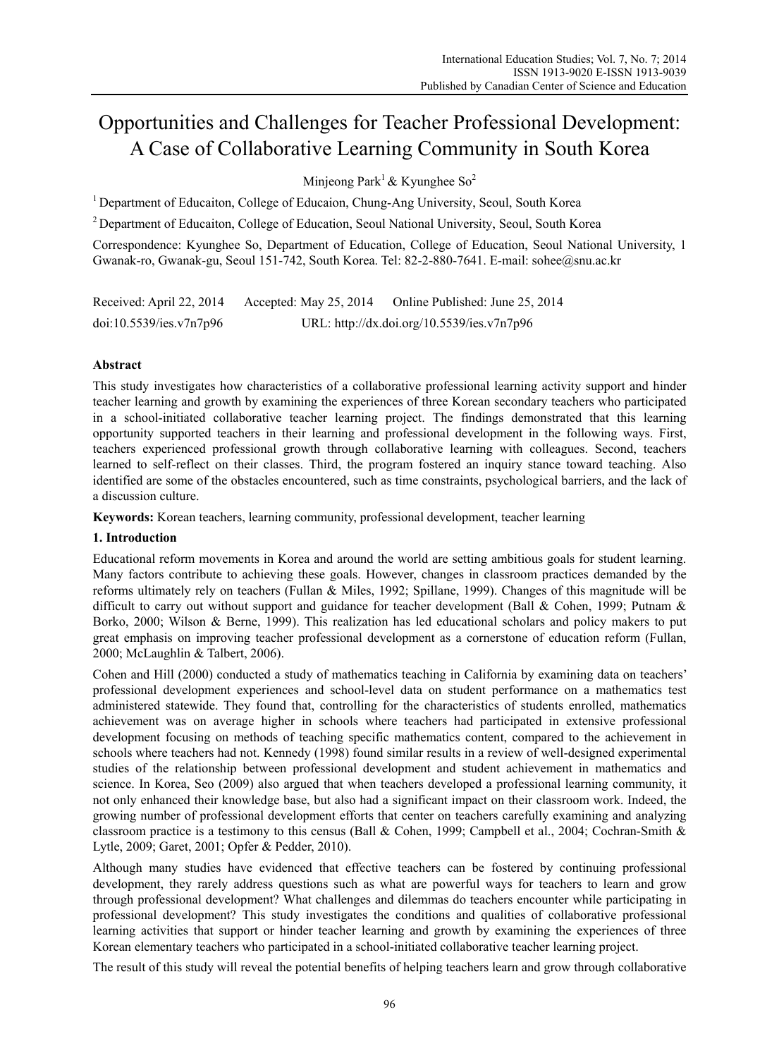# Opportunities and Challenges for Teacher Professional Development: A Case of Collaborative Learning Community in South Korea

Minjeong Park[1] & Kyunghee So[2]

[1] Department of Educaiton, College of Educaion, Chung-Ang University, Seoul, South Korea

[2] Department of Educaiton, College of Education, Seoul National University, Seoul, South Korea

Correspondence: Kyunghee So, Department of Education, College of Education, Seoul National University, 1 Gwanak-ro, Gwanak-gu, Seoul 151-742, South Korea. Tel: 82-2-880-7641. E-mail: sohee@snu.ac.kr

Received: April 22, 2014 Accepted: May 25, 2014 Online Published: June 25, 2014

doi:10.5539/ies.v7n7p96 URL: http://dx.doi.org/10.5539/ies.v7n7p96

## Abstract

This study investigates how characteristics of a collaborative professional learning activity support and hinder teacher learning and growth by examining the experiences of three Korean secondary teachers who participated in a school-initiated collaborative teacher learning project. The findings demonstrated that this learning opportunity supported teachers in their learning and professional development in the following ways. First, teachers experienced professional growth through collaborative learning with colleagues. Second, teachers learned to self-reflect on their classes. Third, the program fostered an inquiry stance toward teaching. Also identified are some of the obstacles encountered, such as time constraints, psychological barriers, and the lack of a discussion culture.

**Keywords:** Korean teachers, learning community, professional development, teacher learning

## 1. Introduction

Educational reform movements in Korea and around the world are setting ambitious goals for student learning. Many factors contribute to achieving these goals. However, changes in classroom practices demanded by the reforms ultimately rely on teachers (Fullan & Miles, 1992; Spillane, 1999). Changes of this magnitude will be difficult to carry out without support and guidance for teacher development (Ball & Cohen, 1999; Putnam & Borko, 2000; Wilson & Berne, 1999). This realization has led educational scholars and policy makers to put great emphasis on improving teacher professional development as a cornerstone of education reform (Fullan, 2000; McLaughlin & Talbert, 2006).

Cohen and Hill (2000) conducted a study of mathematics teaching in California by examining data on teachers' professional development experiences and school-level data on student performance on a mathematics test administered statewide. They found that, controlling for the characteristics of students enrolled, mathematics achievement was on average higher in schools where teachers had participated in extensive professional development focusing on methods of teaching specific mathematics content, compared to the achievement in schools where teachers had not. Kennedy (1998) found similar results in a review of well-designed experimental studies of the relationship between professional development and student achievement in mathematics and science. In Korea, Seo (2009) also argued that when teachers developed a professional learning community, it not only enhanced their knowledge base, but also had a significant impact on their classroom work. Indeed, the growing number of professional development efforts that center on teachers carefully examining and analyzing classroom practice is a testimony to this census (Ball & Cohen, 1999; Campbell et al., 2004; Cochran-Smith & Lytle, 2009; Garet, 2001; Opfer & Pedder, 2010).

Although many studies have evidenced that effective teachers can be fostered by continuing professional development, they rarely address questions such as what are powerful ways for teachers to learn and grow through professional development? What challenges and dilemmas do teachers encounter while participating in professional development? This study investigates the conditions and qualities of collaborative professional learning activities that support or hinder teacher learning and growth by examining the experiences of three Korean elementary teachers who participated in a school-initiated collaborative teacher learning project.

The result of this study will reveal the potential benefits of helping teachers learn and grow through collaborative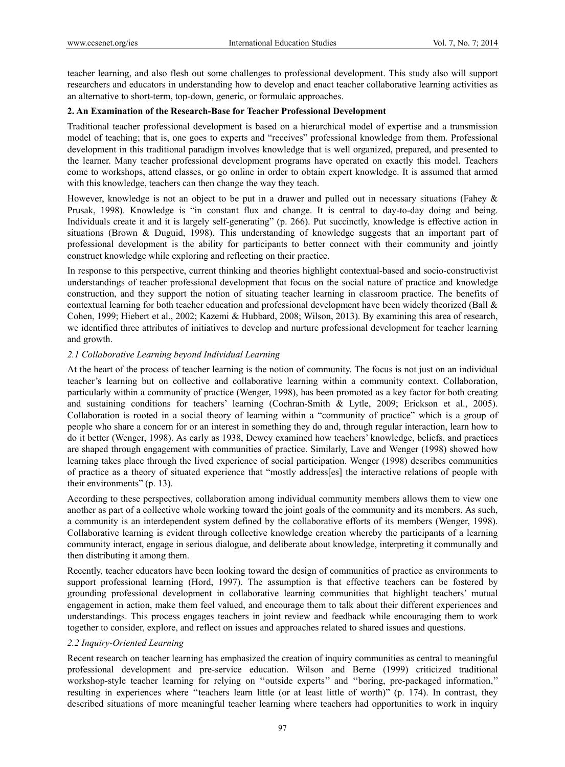teacher learning, and also flesh out some challenges to professional development. This study also will support researchers and educators in understanding how to develop and enact teacher collaborative learning activities as an alternative to short-term, top-down, generic, or formulaic approaches.

## 2. An Examination of the Research-Base for Teacher Professional Development

Traditional teacher professional development is based on a hierarchical model of expertise and a transmission model of teaching; that is, one goes to experts and "receives" professional knowledge from them. Professional development in this traditional paradigm involves knowledge that is well organized, prepared, and presented to the learner. Many teacher professional development programs have operated on exactly this model. Teachers come to workshops, attend classes, or go online in order to obtain expert knowledge. It is assumed that armed with this knowledge, teachers can then change the way they teach.

However, knowledge is not an object to be put in a drawer and pulled out in necessary situations (Fahey & Prusak, 1998). Knowledge is "in constant flux and change. It is central to day-to-day doing and being. Individuals create it and it is largely self-generating" (p. 266). Put succinctly, knowledge is effective action in situations (Brown & Duguid, 1998). This understanding of knowledge suggests that an important part of professional development is the ability for participants to better connect with their community and jointly construct knowledge while exploring and reflecting on their practice.

In response to this perspective, current thinking and theories highlight contextual-based and socio-constructivist understandings of teacher professional development that focus on the social nature of practice and knowledge construction, and they support the notion of situating teacher learning in classroom practice. The benefits of contextual learning for both teacher education and professional development have been widely theorized (Ball & Cohen, 1999; Hiebert et al., 2002; Kazemi & Hubbard, 2008; Wilson, 2013). By examining this area of research, we identified three attributes of initiatives to develop and nurture professional development for teacher learning and growth.

### *2.1 Collaborative Learning beyond Individual Learning*

At the heart of the process of teacher learning is the notion of community. The focus is not just on an individual teacher's learning but on collective and collaborative learning within a community context. Collaboration, particularly within a community of practice (Wenger, 1998), has been promoted as a key factor for both creating and sustaining conditions for teachers' learning (Cochran-Smith & Lytle, 2009; Erickson et al., 2005). Collaboration is rooted in a social theory of learning within a "community of practice" which is a group of people who share a concern for or an interest in something they do and, through regular interaction, learn how to do it better (Wenger, 1998). As early as 1938, Dewey examined how teachers' knowledge, beliefs, and practices are shaped through engagement with communities of practice. Similarly, Lave and Wenger (1998) showed how learning takes place through the lived experience of social participation. Wenger (1998) describes communities of practice as a theory of situated experience that "mostly address[es] the interactive relations of people with their environments" (p. 13).

According to these perspectives, collaboration among individual community members allows them to view one another as part of a collective whole working toward the joint goals of the community and its members. As such, a community is an interdependent system defined by the collaborative efforts of its members (Wenger, 1998). Collaborative learning is evident through collective knowledge creation whereby the participants of a learning community interact, engage in serious dialogue, and deliberate about knowledge, interpreting it communally and then distributing it among them.

Recently, teacher educators have been looking toward the design of communities of practice as environments to support professional learning (Hord, 1997). The assumption is that effective teachers can be fostered by grounding professional development in collaborative learning communities that highlight teachers' mutual engagement in action, make them feel valued, and encourage them to talk about their different experiences and understandings. This process engages teachers in joint review and feedback while encouraging them to work together to consider, explore, and reflect on issues and approaches related to shared issues and questions.

### *2.2 Inquiry-Oriented Learning*

Recent research on teacher learning has emphasized the creation of inquiry communities as central to meaningful professional development and pre-service education. Wilson and Berne (1999) criticized traditional workshop-style teacher learning for relying on ''outside experts'' and ''boring, pre-packaged information,'' resulting in experiences where ''teachers learn little (or at least little of worth)" (p. 174). In contrast, they described situations of more meaningful teacher learning where teachers had opportunities to work in inquiry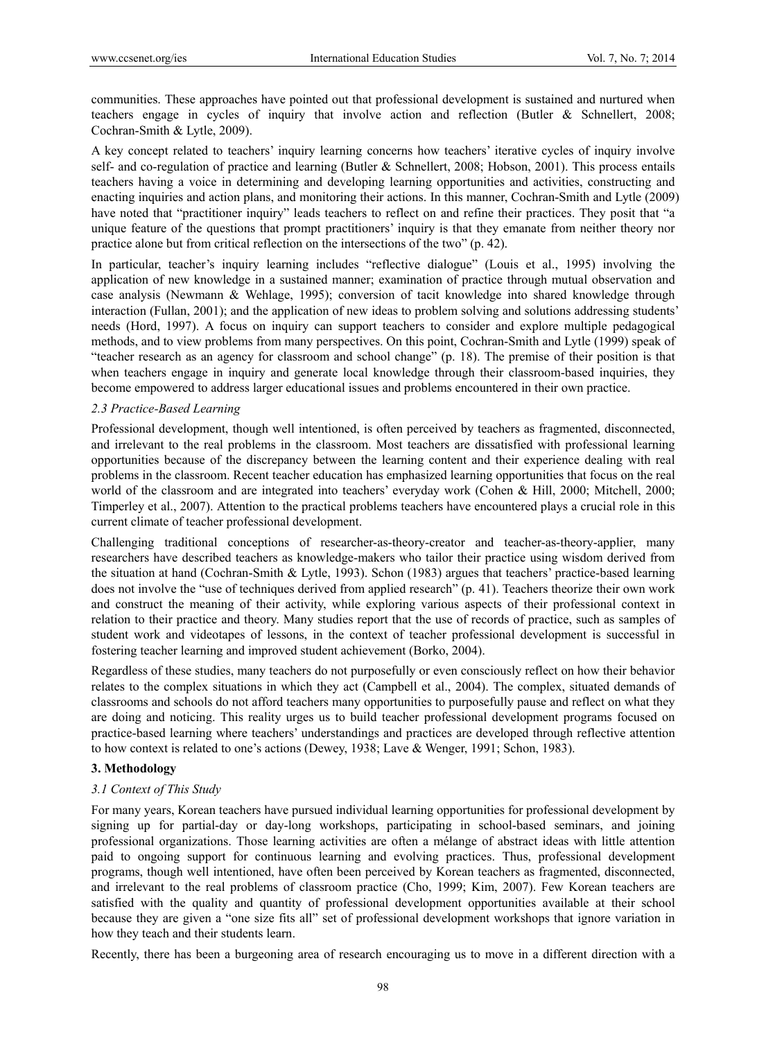communities. These approaches have pointed out that professional development is sustained and nurtured when teachers engage in cycles of inquiry that involve action and reflection (Butler & Schnellert, 2008; Cochran-Smith & Lytle, 2009).

A key concept related to teachers' inquiry learning concerns how teachers' iterative cycles of inquiry involve self- and co-regulation of practice and learning (Butler & Schnellert, 2008; Hobson, 2001). This process entails teachers having a voice in determining and developing learning opportunities and activities, constructing and enacting inquiries and action plans, and monitoring their actions. In this manner, Cochran-Smith and Lytle (2009) have noted that "practitioner inquiry" leads teachers to reflect on and refine their practices. They posit that "a unique feature of the questions that prompt practitioners' inquiry is that they emanate from neither theory nor practice alone but from critical reflection on the intersections of the two" (p. 42).

In particular, teacher's inquiry learning includes "reflective dialogue" (Louis et al., 1995) involving the application of new knowledge in a sustained manner; examination of practice through mutual observation and case analysis (Newmann & Wehlage, 1995); conversion of tacit knowledge into shared knowledge through interaction (Fullan, 2001); and the application of new ideas to problem solving and solutions addressing students' needs (Hord, 1997). A focus on inquiry can support teachers to consider and explore multiple pedagogical methods, and to view problems from many perspectives. On this point, Cochran-Smith and Lytle (1999) speak of "teacher research as an agency for classroom and school change" (p. 18). The premise of their position is that when teachers engage in inquiry and generate local knowledge through their classroom-based inquiries, they become empowered to address larger educational issues and problems encountered in their own practice.

### *2.3 Practice-Based Learning*

Professional development, though well intentioned, is often perceived by teachers as fragmented, disconnected, and irrelevant to the real problems in the classroom. Most teachers are dissatisfied with professional learning opportunities because of the discrepancy between the learning content and their experience dealing with real problems in the classroom. Recent teacher education has emphasized learning opportunities that focus on the real world of the classroom and are integrated into teachers' everyday work (Cohen & Hill, 2000; Mitchell, 2000; Timperley et al., 2007). Attention to the practical problems teachers have encountered plays a crucial role in this current climate of teacher professional development.

Challenging traditional conceptions of researcher-as-theory-creator and teacher-as-theory-applier, many researchers have described teachers as knowledge-makers who tailor their practice using wisdom derived from the situation at hand (Cochran-Smith & Lytle, 1993). Schon (1983) argues that teachers' practice-based learning does not involve the "use of techniques derived from applied research" (p. 41). Teachers theorize their own work and construct the meaning of their activity, while exploring various aspects of their professional context in relation to their practice and theory. Many studies report that the use of records of practice, such as samples of student work and videotapes of lessons, in the context of teacher professional development is successful in fostering teacher learning and improved student achievement (Borko, 2004).

Regardless of these studies, many teachers do not purposefully or even consciously reflect on how their behavior relates to the complex situations in which they act (Campbell et al., 2004). The complex, situated demands of classrooms and schools do not afford teachers many opportunities to purposefully pause and reflect on what they are doing and noticing. This reality urges us to build teacher professional development programs focused on practice-based learning where teachers' understandings and practices are developed through reflective attention to how context is related to one's actions (Dewey, 1938; Lave & Wenger, 1991; Schon, 1983).

## **3. Methodology**

### *3.1 Context of This Study*

For many years, Korean teachers have pursued individual learning opportunities for professional development by signing up for partial-day or day-long workshops, participating in school-based seminars, and joining professional organizations. Those learning activities are often a mélange of abstract ideas with little attention paid to ongoing support for continuous learning and evolving practices. Thus, professional development programs, though well intentioned, have often been perceived by Korean teachers as fragmented, disconnected, and irrelevant to the real problems of classroom practice (Cho, 1999; Kim, 2007). Few Korean teachers are satisfied with the quality and quantity of professional development opportunities available at their school because they are given a "one size fits all" set of professional development workshops that ignore variation in how they teach and their students learn.

Recently, there has been a burgeoning area of research encouraging us to move in a different direction with a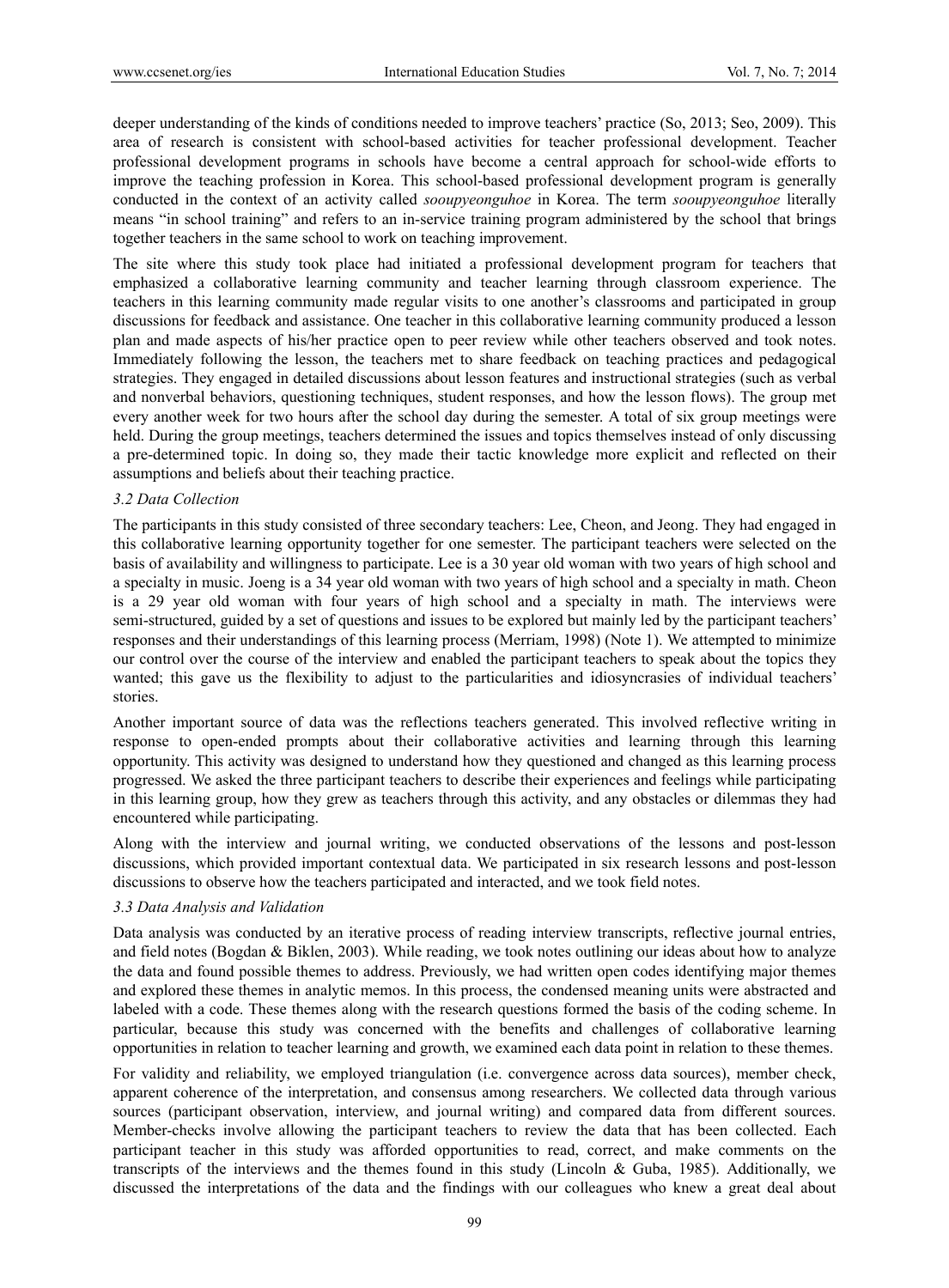deeper understanding of the kinds of conditions needed to improve teachers' practice (So, 2013; Seo, 2009). This area of research is consistent with school-based activities for teacher professional development. Teacher professional development programs in schools have become a central approach for school-wide efforts to improve the teaching profession in Korea. This school-based professional development program is generally conducted in the context of an activity called *sooupyeonguhoe* in Korea. The term *sooupyeonguhoe* literally means "in school training" and refers to an in-service training program administered by the school that brings together teachers in the same school to work on teaching improvement.

The site where this study took place had initiated a professional development program for teachers that emphasized a collaborative learning community and teacher learning through classroom experience. The teachers in this learning community made regular visits to one another's classrooms and participated in group discussions for feedback and assistance. One teacher in this collaborative learning community produced a lesson plan and made aspects of his/her practice open to peer review while other teachers observed and took notes. Immediately following the lesson, the teachers met to share feedback on teaching practices and pedagogical strategies. They engaged in detailed discussions about lesson features and instructional strategies (such as verbal and nonverbal behaviors, questioning techniques, student responses, and how the lesson flows). The group met every another week for two hours after the school day during the semester. A total of six group meetings were held. During the group meetings, teachers determined the issues and topics themselves instead of only discussing a pre-determined topic. In doing so, they made their tactic knowledge more explicit and reflected on their assumptions and beliefs about their teaching practice.

### *3.2 Data Collection*

The participants in this study consisted of three secondary teachers: Lee, Cheon, and Jeong. They had engaged in this collaborative learning opportunity together for one semester. The participant teachers were selected on the basis of availability and willingness to participate. Lee is a 30 year old woman with two years of high school and a specialty in music. Joeng is a 34 year old woman with two years of high school and a specialty in math. Cheon is a 29 year old woman with four years of high school and a specialty in math. The interviews were semi-structured, guided by a set of questions and issues to be explored but mainly led by the participant teachers' responses and their understandings of this learning process (Merriam, 1998) (Note 1). We attempted to minimize our control over the course of the interview and enabled the participant teachers to speak about the topics they wanted; this gave us the flexibility to adjust to the particularities and idiosyncrasies of individual teachers' stories.

Another important source of data was the reflections teachers generated. This involved reflective writing in response to open-ended prompts about their collaborative activities and learning through this learning opportunity. This activity was designed to understand how they questioned and changed as this learning process progressed. We asked the three participant teachers to describe their experiences and feelings while participating in this learning group, how they grew as teachers through this activity, and any obstacles or dilemmas they had encountered while participating.

Along with the interview and journal writing, we conducted observations of the lessons and post-lesson discussions, which provided important contextual data. We participated in six research lessons and post-lesson discussions to observe how the teachers participated and interacted, and we took field notes.

### *3.3 Data Analysis and Validation*

Data analysis was conducted by an iterative process of reading interview transcripts, reflective journal entries, and field notes (Bogdan & Biklen, 2003). While reading, we took notes outlining our ideas about how to analyze the data and found possible themes to address. Previously, we had written open codes identifying major themes and explored these themes in analytic memos. In this process, the condensed meaning units were abstracted and labeled with a code. These themes along with the research questions formed the basis of the coding scheme. In particular, because this study was concerned with the benefits and challenges of collaborative learning opportunities in relation to teacher learning and growth, we examined each data point in relation to these themes.

For validity and reliability, we employed triangulation (i.e. convergence across data sources), member check, apparent coherence of the interpretation, and consensus among researchers. We collected data through various sources (participant observation, interview, and journal writing) and compared data from different sources. Member-checks involve allowing the participant teachers to review the data that has been collected. Each participant teacher in this study was afforded opportunities to read, correct, and make comments on the transcripts of the interviews and the themes found in this study (Lincoln & Guba, 1985). Additionally, we discussed the interpretations of the data and the findings with our colleagues who knew a great deal about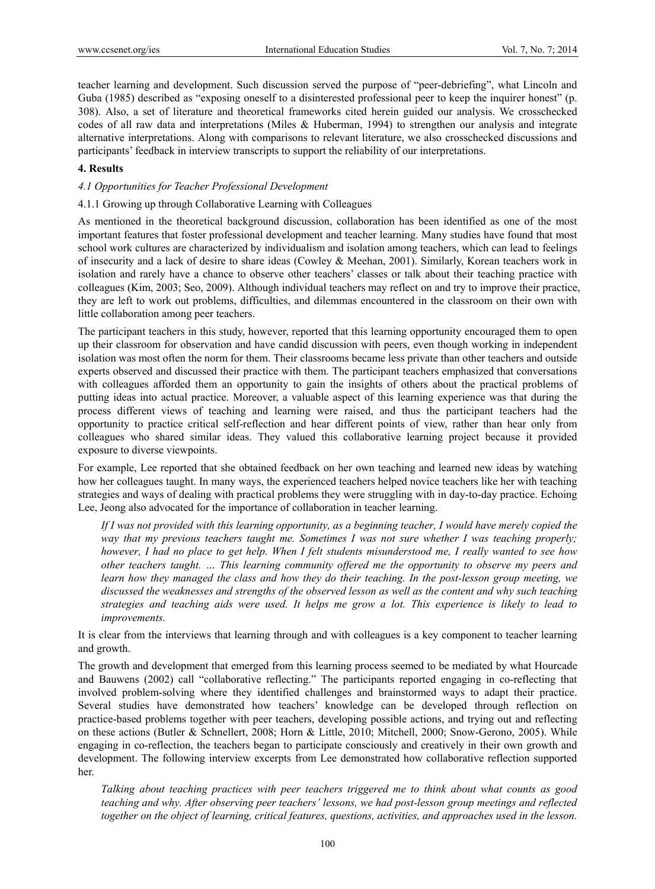teacher learning and development. Such discussion served the purpose of "peer-debriefing", what Lincoln and Guba (1985) described as "exposing oneself to a disinterested professional peer to keep the inquirer honest" (p. 308). Also, a set of literature and theoretical frameworks cited herein guided our analysis. We crosschecked codes of all raw data and interpretations (Miles & Huberman, 1994) to strengthen our analysis and integrate alternative interpretations. Along with comparisons to relevant literature, we also crosschecked discussions and participants' feedback in interview transcripts to support the reliability of our interpretations.

## 4. Results

### *4.1 Opportunities for Teacher Professional Development*

#### 4.1.1 Growing up through Collaborative Learning with Colleagues

As mentioned in the theoretical background discussion, collaboration has been identified as one of the most important features that foster professional development and teacher learning. Many studies have found that most school work cultures are characterized by individualism and isolation among teachers, which can lead to feelings of insecurity and a lack of desire to share ideas (Cowley & Meehan, 2001). Similarly, Korean teachers work in isolation and rarely have a chance to observe other teachers' classes or talk about their teaching practice with colleagues (Kim, 2003; Seo, 2009). Although individual teachers may reflect on and try to improve their practice, they are left to work out problems, difficulties, and dilemmas encountered in the classroom on their own with little collaboration among peer teachers.

The participant teachers in this study, however, reported that this learning opportunity encouraged them to open up their classroom for observation and have candid discussion with peers, even though working in independent isolation was most often the norm for them. Their classrooms became less private than other teachers and outside experts observed and discussed their practice with them. The participant teachers emphasized that conversations with colleagues afforded them an opportunity to gain the insights of others about the practical problems of putting ideas into actual practice. Moreover, a valuable aspect of this learning experience was that during the process different views of teaching and learning were raised, and thus the participant teachers had the opportunity to practice critical self-reflection and hear different points of view, rather than hear only from colleagues who shared similar ideas. They valued this collaborative learning project because it provided exposure to diverse viewpoints.

For example, Lee reported that she obtained feedback on her own teaching and learned new ideas by watching how her colleagues taught. In many ways, the experienced teachers helped novice teachers like her with teaching strategies and ways of dealing with practical problems they were struggling with in day-to-day practice. Echoing Lee, Jeong also advocated for the importance of collaboration in teacher learning.

> *If I was not provided with this learning opportunity, as a beginning teacher, I would have merely copied the way that my previous teachers taught me. Sometimes I was not sure whether I was teaching properly; however, I had no place to get help. When I felt students misunderstood me, I really wanted to see how other teachers taught. … This learning community offered me the opportunity to observe my peers and learn how they managed the class and how they do their teaching. In the post-lesson group meeting, we discussed the weaknesses and strengths of the observed lesson as well as the content and why such teaching strategies and teaching aids were used. It helps me grow a lot. This experience is likely to lead to improvements.*

It is clear from the interviews that learning through and with colleagues is a key component to teacher learning and growth.

The growth and development that emerged from this learning process seemed to be mediated by what Hourcade and Bauwens (2002) call "collaborative reflecting." The participants reported engaging in co-reflecting that involved problem-solving where they identified challenges and brainstormed ways to adapt their practice. Several studies have demonstrated how teachers' knowledge can be developed through reflection on practice-based problems together with peer teachers, developing possible actions, and trying out and reflecting on these actions (Butler & Schnellert, 2008; Horn & Little, 2010; Mitchell, 2000; Snow-Gerono, 2005). While engaging in co-reflection, the teachers began to participate consciously and creatively in their own growth and development. The following interview excerpts from Lee demonstrated how collaborative reflection supported her.

> *Talking about teaching practices with peer teachers triggered me to think about what counts as good teaching and why. After observing peer teachers' lessons, we had post-lesson group meetings and reflected together on the object of learning, critical features, questions, activities, and approaches used in the lesson.*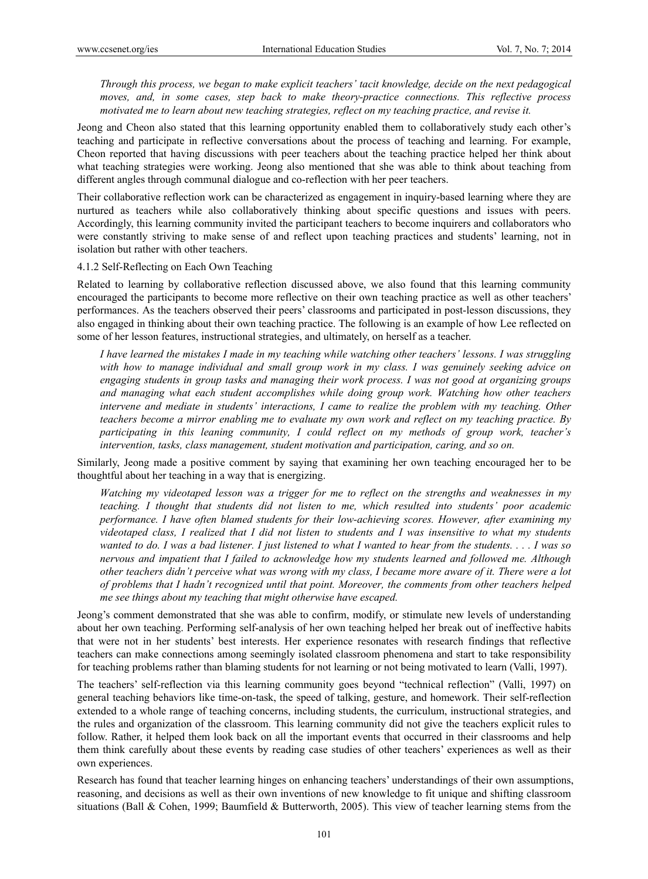*Through this process, we began to make explicit teachers' tacit knowledge, decide on the next pedagogical moves, and, in some cases, step back to make theory-practice connections. This reflective process motivated me to learn about new teaching strategies, reflect on my teaching practice, and revise it.*

Jeong and Cheon also stated that this learning opportunity enabled them to collaboratively study each other's teaching and participate in reflective conversations about the process of teaching and learning. For example, Cheon reported that having discussions with peer teachers about the teaching practice helped her think about what teaching strategies were working. Jeong also mentioned that she was able to think about teaching from different angles through communal dialogue and co-reflection with her peer teachers.

Their collaborative reflection work can be characterized as engagement in inquiry-based learning where they are nurtured as teachers while also collaboratively thinking about specific questions and issues with peers. Accordingly, this learning community invited the participant teachers to become inquirers and collaborators who were constantly striving to make sense of and reflect upon teaching practices and students' learning, not in isolation but rather with other teachers.

#### 4.1.2 Self-Reflecting on Each Own Teaching

Related to learning by collaborative reflection discussed above, we also found that this learning community encouraged the participants to become more reflective on their own teaching practice as well as other teachers' performances. As the teachers observed their peers' classrooms and participated in post-lesson discussions, they also engaged in thinking about their own teaching practice. The following is an example of how Lee reflected on some of her lesson features, instructional strategies, and ultimately, on herself as a teacher.

*I have learned the mistakes I made in my teaching while watching other teachers' lessons. I was struggling with how to manage individual and small group work in my class. I was genuinely seeking advice on engaging students in group tasks and managing their work process. I was not good at organizing groups and managing what each student accomplishes while doing group work. Watching how other teachers intervene and mediate in students' interactions, I came to realize the problem with my teaching. Other teachers become a mirror enabling me to evaluate my own work and reflect on my teaching practice. By participating in this leaning community, I could reflect on my methods of group work, teacher's intervention, tasks, class management, student motivation and participation, caring, and so on.*

Similarly, Jeong made a positive comment by saying that examining her own teaching encouraged her to be thoughtful about her teaching in a way that is energizing.

*Watching my videotaped lesson was a trigger for me to reflect on the strengths and weaknesses in my teaching. I thought that students did not listen to me, which resulted into students' poor academic performance. I have often blamed students for their low-achieving scores. However, after examining my videotaped class, I realized that I did not listen to students and I was insensitive to what my students wanted to do. I was a bad listener. I just listened to what I wanted to hear from the students. . . . I was so nervous and impatient that I failed to acknowledge how my students learned and followed me. Although other teachers didn't perceive what was wrong with my class, I became more aware of it. There were a lot of problems that I hadn't recognized until that point. Moreover, the comments from other teachers helped me see things about my teaching that might otherwise have escaped.*

Jeong's comment demonstrated that she was able to confirm, modify, or stimulate new levels of understanding about her own teaching. Performing self-analysis of her own teaching helped her break out of ineffective habits that were not in her students' best interests. Her experience resonates with research findings that reflective teachers can make connections among seemingly isolated classroom phenomena and start to take responsibility for teaching problems rather than blaming students for not learning or not being motivated to learn (Valli, 1997).

The teachers' self-reflection via this learning community goes beyond "technical reflection" (Valli, 1997) on general teaching behaviors like time-on-task, the speed of talking, gesture, and homework. Their self-reflection extended to a whole range of teaching concerns, including students, the curriculum, instructional strategies, and the rules and organization of the classroom. This learning community did not give the teachers explicit rules to follow. Rather, it helped them look back on all the important events that occurred in their classrooms and help them think carefully about these events by reading case studies of other teachers' experiences as well as their own experiences.

Research has found that teacher learning hinges on enhancing teachers' understandings of their own assumptions, reasoning, and decisions as well as their own inventions of new knowledge to fit unique and shifting classroom situations (Ball & Cohen, 1999; Baumfield & Butterworth, 2005). This view of teacher learning stems from the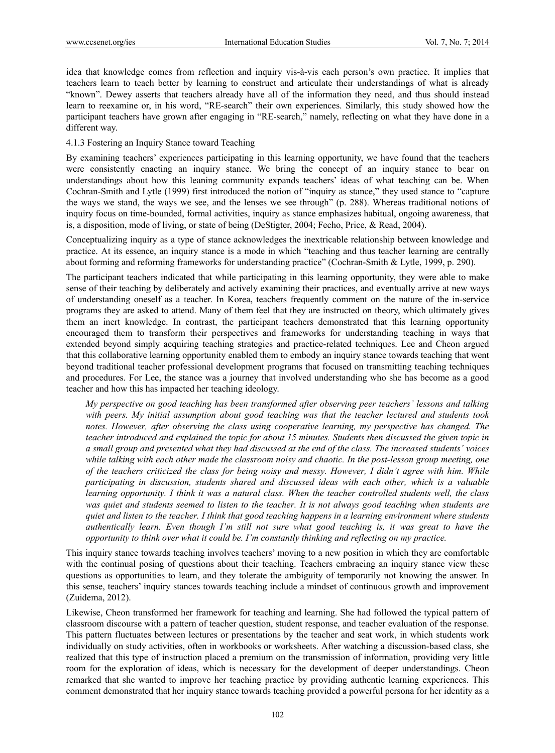idea that knowledge comes from reflection and inquiry vis-à-vis each person's own practice. It implies that teachers learn to teach better by learning to construct and articulate their understandings of what is already "known". Dewey asserts that teachers already have all of the information they need, and thus should instead learn to reexamine or, in his word, "RE-search" their own experiences. Similarly, this study showed how the participant teachers have grown after engaging in "RE-search," namely, reflecting on what they have done in a different way.

#### 4.1.3 Fostering an Inquiry Stance toward Teaching

By examining teachers' experiences participating in this learning opportunity, we have found that the teachers were consistently enacting an inquiry stance. We bring the concept of an inquiry stance to bear on understandings about how this leaning community expands teachers' ideas of what teaching can be. When Cochran-Smith and Lytle (1999) first introduced the notion of "inquiry as stance," they used stance to "capture the ways we stand, the ways we see, and the lenses we see through" (p. 288). Whereas traditional notions of inquiry focus on time-bounded, formal activities, inquiry as stance emphasizes habitual, ongoing awareness, that is, a disposition, mode of living, or state of being (DeStigter, 2004; Fecho, Price, & Read, 2004).

Conceptualizing inquiry as a type of stance acknowledges the inextricable relationship between knowledge and practice. At its essence, an inquiry stance is a mode in which "teaching and thus teacher learning are centrally about forming and reforming frameworks for understanding practice" (Cochran-Smith & Lytle, 1999, p. 290).

The participant teachers indicated that while participating in this learning opportunity, they were able to make sense of their teaching by deliberately and actively examining their practices, and eventually arrive at new ways of understanding oneself as a teacher. In Korea, teachers frequently comment on the nature of the in-service programs they are asked to attend. Many of them feel that they are instructed on theory, which ultimately gives them an inert knowledge. In contrast, the participant teachers demonstrated that this learning opportunity encouraged them to transform their perspectives and frameworks for understanding teaching in ways that extended beyond simply acquiring teaching strategies and practice-related techniques. Lee and Cheon argued that this collaborative learning opportunity enabled them to embody an inquiry stance towards teaching that went beyond traditional teacher professional development programs that focused on transmitting teaching techniques and procedures. For Lee, the stance was a journey that involved understanding who she has become as a good teacher and how this has impacted her teaching ideology.

> *My perspective on good teaching has been transformed after observing peer teachers' lessons and talking with peers. My initial assumption about good teaching was that the teacher lectured and students took notes. However, after observing the class using cooperative learning, my perspective has changed. The teacher introduced and explained the topic for about 15 minutes. Students then discussed the given topic in a small group and presented what they had discussed at the end of the class. The increased students' voices while talking with each other made the classroom noisy and chaotic. In the post-lesson group meeting, one of the teachers criticized the class for being noisy and messy. However, I didn't agree with him. While participating in discussion, students shared and discussed ideas with each other, which is a valuable learning opportunity. I think it was a natural class. When the teacher controlled students well, the class was quiet and students seemed to listen to the teacher. It is not always good teaching when students are quiet and listen to the teacher. I think that good teaching happens in a learning environment where students authentically learn. Even though I'm still not sure what good teaching is, it was great to have the opportunity to think over what it could be. I'm constantly thinking and reflecting on my practice.*

This inquiry stance towards teaching involves teachers' moving to a new position in which they are comfortable with the continual posing of questions about their teaching. Teachers embracing an inquiry stance view these questions as opportunities to learn, and they tolerate the ambiguity of temporarily not knowing the answer. In this sense, teachers' inquiry stances towards teaching include a mindset of continuous growth and improvement (Zuidema, 2012).

Likewise, Cheon transformed her framework for teaching and learning. She had followed the typical pattern of classroom discourse with a pattern of teacher question, student response, and teacher evaluation of the response. This pattern fluctuates between lectures or presentations by the teacher and seat work, in which students work individually on study activities, often in workbooks or worksheets. After watching a discussion-based class, she realized that this type of instruction placed a premium on the transmission of information, providing very little room for the exploration of ideas, which is necessary for the development of deeper understandings. Cheon remarked that she wanted to improve her teaching practice by providing authentic learning experiences. This comment demonstrated that her inquiry stance towards teaching provided a powerful persona for her identity as a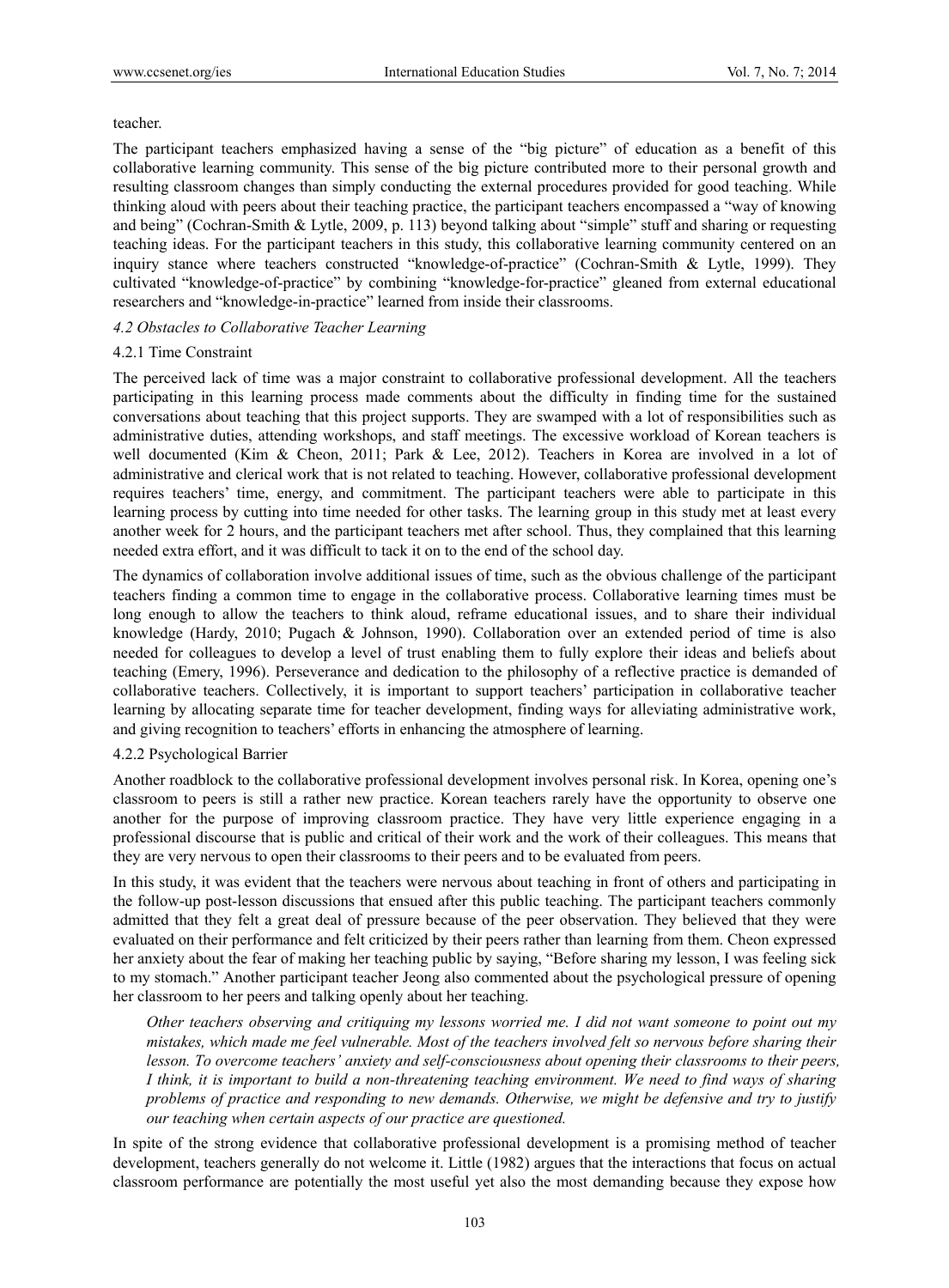teacher.

The participant teachers emphasized having a sense of the "big picture" of education as a benefit of this collaborative learning community. This sense of the big picture contributed more to their personal growth and resulting classroom changes than simply conducting the external procedures provided for good teaching. While thinking aloud with peers about their teaching practice, the participant teachers encompassed a "way of knowing and being" (Cochran-Smith & Lytle, 2009, p. 113) beyond talking about "simple" stuff and sharing or requesting teaching ideas. For the participant teachers in this study, this collaborative learning community centered on an inquiry stance where teachers constructed "knowledge-of-practice" (Cochran-Smith & Lytle, 1999). They cultivated "knowledge-of-practice" by combining "knowledge-for-practice" gleaned from external educational researchers and "knowledge-in-practice" learned from inside their classrooms.

### *4.2 Obstacles to Collaborative Teacher Learning*

#### 4.2.1 Time Constraint

The perceived lack of time was a major constraint to collaborative professional development. All the teachers participating in this learning process made comments about the difficulty in finding time for the sustained conversations about teaching that this project supports. They are swamped with a lot of responsibilities such as administrative duties, attending workshops, and staff meetings. The excessive workload of Korean teachers is well documented (Kim & Cheon, 2011; Park & Lee, 2012). Teachers in Korea are involved in a lot of administrative and clerical work that is not related to teaching. However, collaborative professional development requires teachers' time, energy, and commitment. The participant teachers were able to participate in this learning process by cutting into time needed for other tasks. The learning group in this study met at least every another week for 2 hours, and the participant teachers met after school. Thus, they complained that this learning needed extra effort, and it was difficult to tack it on to the end of the school day.

The dynamics of collaboration involve additional issues of time, such as the obvious challenge of the participant teachers finding a common time to engage in the collaborative process. Collaborative learning times must be long enough to allow the teachers to think aloud, reframe educational issues, and to share their individual knowledge (Hardy, 2010; Pugach & Johnson, 1990). Collaboration over an extended period of time is also needed for colleagues to develop a level of trust enabling them to fully explore their ideas and beliefs about teaching (Emery, 1996). Perseverance and dedication to the philosophy of a reflective practice is demanded of collaborative teachers. Collectively, it is important to support teachers' participation in collaborative teacher learning by allocating separate time for teacher development, finding ways for alleviating administrative work, and giving recognition to teachers' efforts in enhancing the atmosphere of learning.

#### 4.2.2 Psychological Barrier

Another roadblock to the collaborative professional development involves personal risk. In Korea, opening one's classroom to peers is still a rather new practice. Korean teachers rarely have the opportunity to observe one another for the purpose of improving classroom practice. They have very little experience engaging in a professional discourse that is public and critical of their work and the work of their colleagues. This means that they are very nervous to open their classrooms to their peers and to be evaluated from peers.

In this study, it was evident that the teachers were nervous about teaching in front of others and participating in the follow-up post-lesson discussions that ensued after this public teaching. The participant teachers commonly admitted that they felt a great deal of pressure because of the peer observation. They believed that they were evaluated on their performance and felt criticized by their peers rather than learning from them. Cheon expressed her anxiety about the fear of making her teaching public by saying, "Before sharing my lesson, I was feeling sick to my stomach." Another participant teacher Jeong also commented about the psychological pressure of opening her classroom to her peers and talking openly about her teaching.

> *Other teachers observing and critiquing my lessons worried me. I did not want someone to point out my mistakes, which made me feel vulnerable. Most of the teachers involved felt so nervous before sharing their lesson. To overcome teachers' anxiety and self-consciousness about opening their classrooms to their peers, I think, it is important to build a non-threatening teaching environment. We need to find ways of sharing problems of practice and responding to new demands. Otherwise, we might be defensive and try to justify our teaching when certain aspects of our practice are questioned.*

In spite of the strong evidence that collaborative professional development is a promising method of teacher development, teachers generally do not welcome it. Little (1982) argues that the interactions that focus on actual classroom performance are potentially the most useful yet also the most demanding because they expose how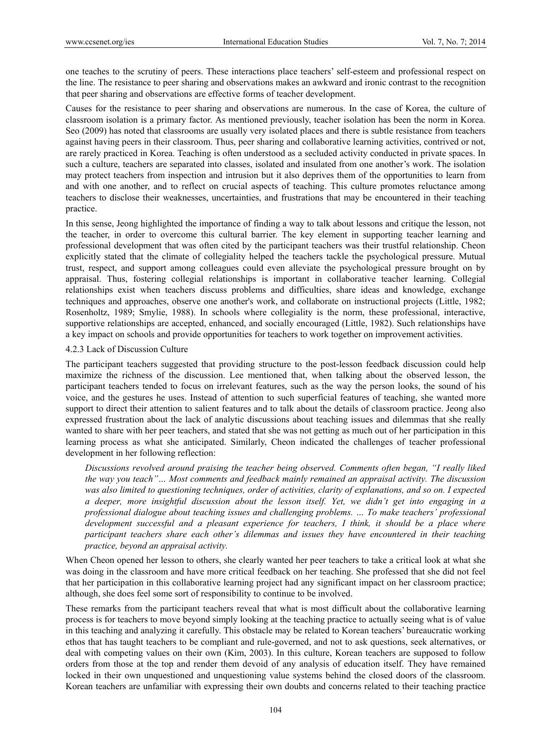one teaches to the scrutiny of peers. These interactions place teachers' self-esteem and professional respect on the line. The resistance to peer sharing and observations makes an awkward and ironic contrast to the recognition that peer sharing and observations are effective forms of teacher development.

Causes for the resistance to peer sharing and observations are numerous. In the case of Korea, the culture of classroom isolation is a primary factor. As mentioned previously, teacher isolation has been the norm in Korea. Seo (2009) has noted that classrooms are usually very isolated places and there is subtle resistance from teachers against having peers in their classroom. Thus, peer sharing and collaborative learning activities, contrived or not, are rarely practiced in Korea. Teaching is often understood as a secluded activity conducted in private spaces. In such a culture, teachers are separated into classes, isolated and insulated from one another's work. The isolation may protect teachers from inspection and intrusion but it also deprives them of the opportunities to learn from and with one another, and to reflect on crucial aspects of teaching. This culture promotes reluctance among teachers to disclose their weaknesses, uncertainties, and frustrations that may be encountered in their teaching practice.

In this sense, Jeong highlighted the importance of finding a way to talk about lessons and critique the lesson, not the teacher, in order to overcome this cultural barrier. The key element in supporting teacher learning and professional development that was often cited by the participant teachers was their trustful relationship. Cheon explicitly stated that the climate of collegiality helped the teachers tackle the psychological pressure. Mutual trust, respect, and support among colleagues could even alleviate the psychological pressure brought on by appraisal. Thus, fostering collegial relationships is important in collaborative teacher learning. Collegial relationships exist when teachers discuss problems and difficulties, share ideas and knowledge, exchange techniques and approaches, observe one another's work, and collaborate on instructional projects (Little, 1982; Rosenholtz, 1989; Smylie, 1988). In schools where collegiality is the norm, these professional, interactive, supportive relationships are accepted, enhanced, and socially encouraged (Little, 1982). Such relationships have a key impact on schools and provide opportunities for teachers to work together on improvement activities.

#### 4.2.3 Lack of Discussion Culture

The participant teachers suggested that providing structure to the post-lesson feedback discussion could help maximize the richness of the discussion. Lee mentioned that, when talking about the observed lesson, the participant teachers tended to focus on irrelevant features, such as the way the person looks, the sound of his voice, and the gestures he uses. Instead of attention to such superficial features of teaching, she wanted more support to direct their attention to salient features and to talk about the details of classroom practice. Jeong also expressed frustration about the lack of analytic discussions about teaching issues and dilemmas that she really wanted to share with her peer teachers, and stated that she was not getting as much out of her participation in this learning process as what she anticipated. Similarly, Cheon indicated the challenges of teacher professional development in her following reflection:

> *Discussions revolved around praising the teacher being observed. Comments often began, "I really liked the way you teach"… Most comments and feedback mainly remained an appraisal activity. The discussion was also limited to questioning techniques, order of activities, clarity of explanations, and so on. I expected a deeper, more insightful discussion about the lesson itself. Yet, we didn't get into engaging in a professional dialogue about teaching issues and challenging problems. … To make teachers' professional development successful and a pleasant experience for teachers, I think, it should be a place where participant teachers share each other's dilemmas and issues they have encountered in their teaching practice, beyond an appraisal activity.*

When Cheon opened her lesson to others, she clearly wanted her peer teachers to take a critical look at what she was doing in the classroom and have more critical feedback on her teaching. She professed that she did not feel that her participation in this collaborative learning project had any significant impact on her classroom practice; although, she does feel some sort of responsibility to continue to be involved.

These remarks from the participant teachers reveal that what is most difficult about the collaborative learning process is for teachers to move beyond simply looking at the teaching practice to actually seeing what is of value in this teaching and analyzing it carefully. This obstacle may be related to Korean teachers' bureaucratic working ethos that has taught teachers to be compliant and rule-governed, and not to ask questions, seek alternatives, or deal with competing values on their own (Kim, 2003). In this culture, Korean teachers are supposed to follow orders from those at the top and render them devoid of any analysis of education itself. They have remained locked in their own unquestioned and unquestioning value systems behind the closed doors of the classroom. Korean teachers are unfamiliar with expressing their own doubts and concerns related to their teaching practice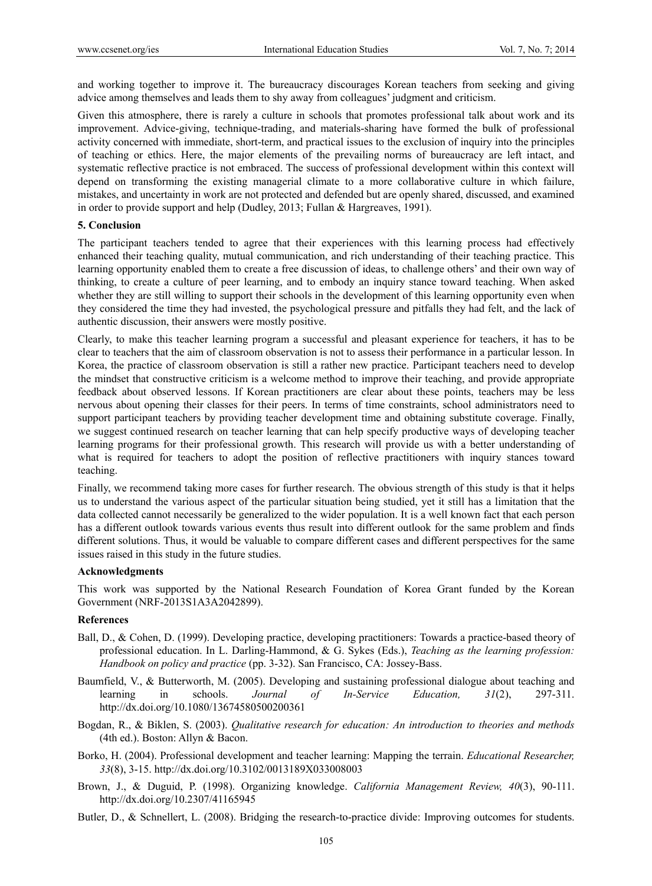and working together to improve it. The bureaucracy discourages Korean teachers from seeking and giving advice among themselves and leads them to shy away from colleagues' judgment and criticism.

Given this atmosphere, there is rarely a culture in schools that promotes professional talk about work and its improvement. Advice-giving, technique-trading, and materials-sharing have formed the bulk of professional activity concerned with immediate, short-term, and practical issues to the exclusion of inquiry into the principles of teaching or ethics. Here, the major elements of the prevailing norms of bureaucracy are left intact, and systematic reflective practice is not embraced. The success of professional development within this context will depend on transforming the existing managerial climate to a more collaborative culture in which failure, mistakes, and uncertainty in work are not protected and defended but are openly shared, discussed, and examined in order to provide support and help (Dudley, 2013; Fullan & Hargreaves, 1991).

## 5. Conclusion

The participant teachers tended to agree that their experiences with this learning process had effectively enhanced their teaching quality, mutual communication, and rich understanding of their teaching practice. This learning opportunity enabled them to create a free discussion of ideas, to challenge others' and their own way of thinking, to create a culture of peer learning, and to embody an inquiry stance toward teaching. When asked whether they are still willing to support their schools in the development of this learning opportunity even when they considered the time they had invested, the psychological pressure and pitfalls they had felt, and the lack of authentic discussion, their answers were mostly positive.

Clearly, to make this teacher learning program a successful and pleasant experience for teachers, it has to be clear to teachers that the aim of classroom observation is not to assess their performance in a particular lesson. In Korea, the practice of classroom observation is still a rather new practice. Participant teachers need to develop the mindset that constructive criticism is a welcome method to improve their teaching, and provide appropriate feedback about observed lessons. If Korean practitioners are clear about these points, teachers may be less nervous about opening their classes for their peers. In terms of time constraints, school administrators need to support participant teachers by providing teacher development time and obtaining substitute coverage. Finally, we suggest continued research on teacher learning that can help specify productive ways of developing teacher learning programs for their professional growth. This research will provide us with a better understanding of what is required for teachers to adopt the position of reflective practitioners with inquiry stances toward teaching.

Finally, we recommend taking more cases for further research. The obvious strength of this study is that it helps us to understand the various aspect of the particular situation being studied, yet it still has a limitation that the data collected cannot necessarily be generalized to the wider population. It is a well known fact that each person has a different outlook towards various events thus result into different outlook for the same problem and finds different solutions. Thus, it would be valuable to compare different cases and different perspectives for the same issues raised in this study in the future studies.

### Acknowledgments

This work was supported by the National Research Foundation of Korea Grant funded by the Korean Government (NRF-2013S1A3A2042899).

### References

Ball, D., & Cohen, D. (1999). Developing practice, developing practitioners: Towards a practice-based theory of professional education. In L. Darling-Hammond, & G. Sykes (Eds.), *Teaching as the learning profession: Handbook on policy and practice* (pp. 3-32). San Francisco, CA: Jossey-Bass.

Baumfield, V., & Butterworth, M. (2005). Developing and sustaining professional dialogue about teaching and learning in schools. *Journal of In-Service Education, 31*(2), 297-311. http://dx.doi.org/10.1080/13674580500200361

Bogdan, R., & Biklen, S. (2003). *Qualitative research for education: An introduction to theories and methods* (4th ed.). Boston: Allyn & Bacon.

Borko, H. (2004). Professional development and teacher learning: Mapping the terrain. *Educational Researcher, 33*(8), 3-15. http://dx.doi.org/10.3102/0013189X033008003

Brown, J., & Duguid, P. (1998). Organizing knowledge. *California Management Review, 40*(3), 90-111. http://dx.doi.org/10.2307/41165945

Butler, D., & Schnellert, L. (2008). Bridging the research-to-practice divide: Improving outcomes for students.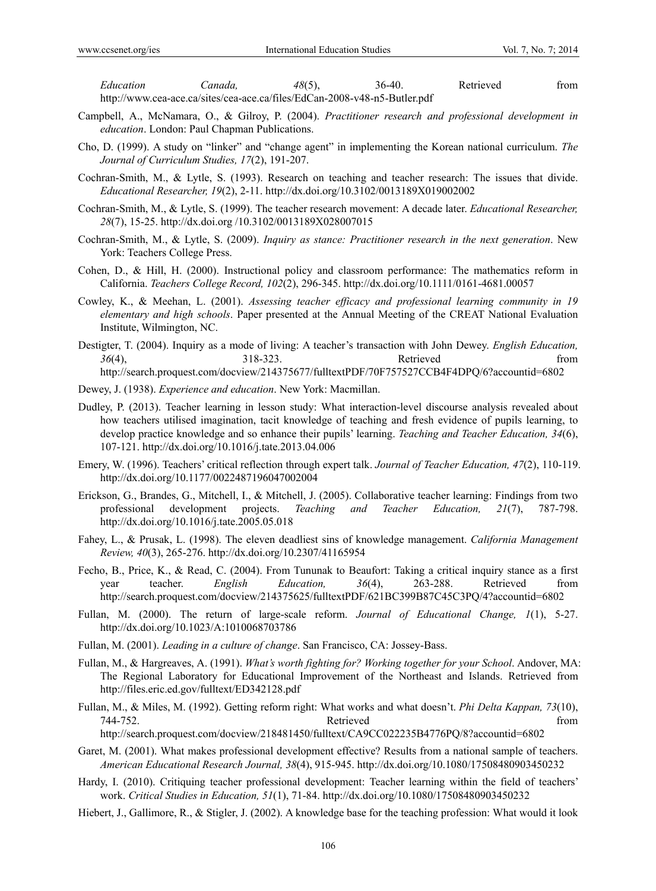*Education Canada, 48*(5), 36-40. Retrieved from http://www.cea-ace.ca/sites/cea-ace.ca/files/EdCan-2008-v48-n5-Butler.pdf

Campbell, A., McNamara, O., & Gilroy, P. (2004). *Practitioner research and professional development in education*. London: Paul Chapman Publications.

Cho, D. (1999). A study on "linker" and "change agent" in implementing the Korean national curriculum. *The Journal of Curriculum Studies, 17*(2), 191-207.

Cochran-Smith, M., & Lytle, S. (1993). Research on teaching and teacher research: The issues that divide. *Educational Researcher, 19*(2), 2-11. http://dx.doi.org/10.3102/0013189X019002002

Cochran-Smith, M., & Lytle, S. (1999). The teacher research movement: A decade later. *Educational Researcher, 28*(7), 15-25. http://dx.doi.org /10.3102/0013189X028007015

Cochran-Smith, M., & Lytle, S. (2009). *Inquiry as stance: Practitioner research in the next generation*. New York: Teachers College Press.

Cohen, D., & Hill, H. (2000). Instructional policy and classroom performance: The mathematics reform in California. *Teachers College Record, 102*(2), 296-345. http://dx.doi.org/10.1111/0161-4681.00057

Cowley, K., & Meehan, L. (2001). *Assessing teacher efficacy and professional learning community in 19 elementary and high schools*. Paper presented at the Annual Meeting of the CREAT National Evaluation Institute, Wilmington, NC.

Destigter, T. (2004). Inquiry as a mode of living: A teacher's transaction with John Dewey. *English Education, 36*(4), 318-323. Retrieved from http://search.proquest.com/docview/214375677/fulltextPDF/70F757527CCB4F4DPQ/6?accountid=6802

Dewey, J. (1938). *Experience and education*. New York: Macmillan.

Dudley, P. (2013). Teacher learning in lesson study: What interaction-level discourse analysis revealed about how teachers utilised imagination, tacit knowledge of teaching and fresh evidence of pupils learning, to develop practice knowledge and so enhance their pupils' learning. *Teaching and Teacher Education, 34*(6), 107-121. http://dx.doi.org/10.1016/j.tate.2013.04.006

Emery, W. (1996). Teachers' critical reflection through expert talk. *Journal of Teacher Education, 47*(2), 110-119. http://dx.doi.org/10.1177/0022487196047002004

Erickson, G., Brandes, G., Mitchell, I., & Mitchell, J. (2005). Collaborative teacher learning: Findings from two professional development projects. *Teaching and Teacher Education, 21*(7), 787-798. http://dx.doi.org/10.1016/j.tate.2005.05.018

Fahey, L., & Prusak, L. (1998). The eleven deadliest sins of knowledge management. *California Management Review, 40*(3), 265-276. http://dx.doi.org/10.2307/41165954

Fecho, B., Price, K., & Read, C. (2004). From Tununak to Beaufort: Taking a critical inquiry stance as a first year teacher. *English Education, 36*(4), 263-288. Retrieved from http://search.proquest.com/docview/214375625/fulltextPDF/621BC399B87C45C3PQ/4?accountid=6802

Fullan, M. (2000). The return of large-scale reform. *Journal of Educational Change, 1*(1), 5-27. http://dx.doi.org/10.1023/A:1010068703786

Fullan, M. (2001). *Leading in a culture of change*. San Francisco, CA: Jossey-Bass.

Fullan, M., & Hargreaves, A. (1991). *What's worth fighting for? Working together for your School*. Andover, MA: The Regional Laboratory for Educational Improvement of the Northeast and Islands. Retrieved from http://files.eric.ed.gov/fulltext/ED342128.pdf

Fullan, M., & Miles, M. (1992). Getting reform right: What works and what doesn't. *Phi Delta Kappan, 73*(10), 744-752. Retrieved from http://search.proquest.com/docview/218481450/fulltext/CA9CC022235B4776PQ/8?accountid=6802

Garet, M. (2001). What makes professional development effective? Results from a national sample of teachers. *American Educational Research Journal, 38*(4), 915-945. http://dx.doi.org/10.1080/17508480903450232

Hardy, I. (2010). Critiquing teacher professional development: Teacher learning within the field of teachers' work. *Critical Studies in Education, 51*(1), 71-84. http://dx.doi.org/10.1080/17508480903450232

Hiebert, J., Gallimore, R., & Stigler, J. (2002). A knowledge base for the teaching profession: What would it look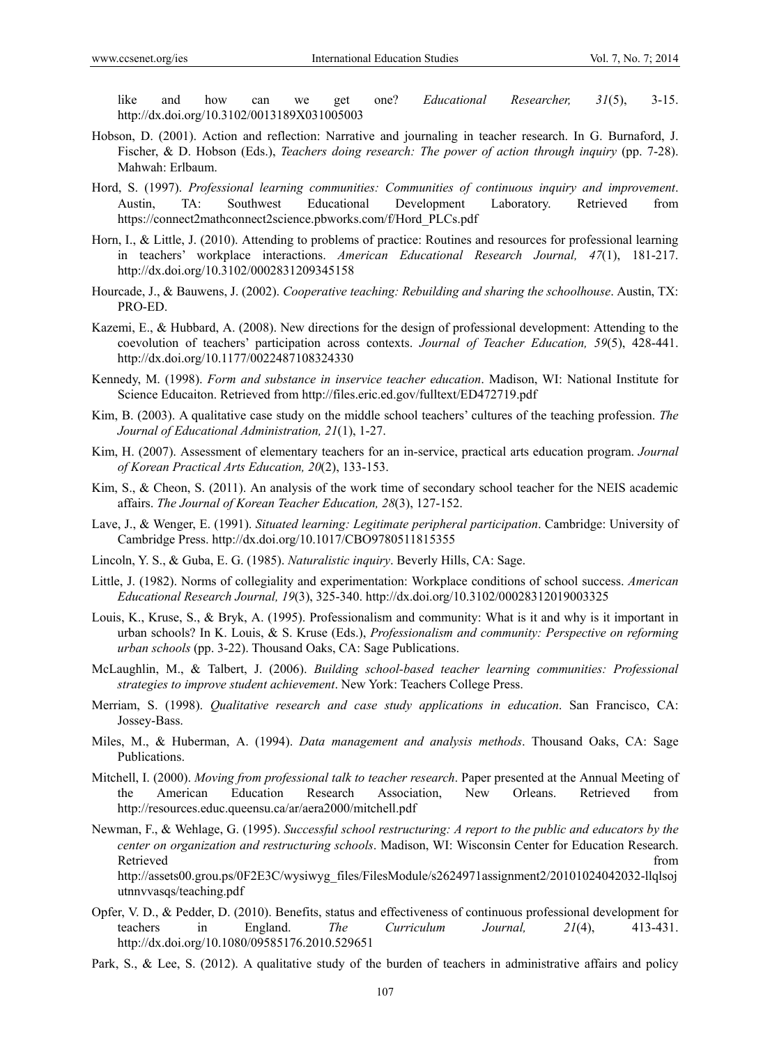like and how can we get one? *Educational Researcher, 31*(5), 3-15. http://dx.doi.org/10.3102/0013189X031005003

Hobson, D. (2001). Action and reflection: Narrative and journaling in teacher research. In G. Burnaford, J. Fischer, & D. Hobson (Eds.), *Teachers doing research: The power of action through inquiry* (pp. 7-28). Mahwah: Erlbaum.

Hord, S. (1997). *Professional learning communities: Communities of continuous inquiry and improvement*. Austin, TA: Southwest Educational Development Laboratory. Retrieved from https://connect2mathconnect2science.pbworks.com/f/Hord_PLCs.pdf

Horn, I., & Little, J. (2010). Attending to problems of practice: Routines and resources for professional learning in teachers' workplace interactions. *American Educational Research Journal, 47*(1), 181-217. http://dx.doi.org/10.3102/0002831209345158

Hourcade, J., & Bauwens, J. (2002). *Cooperative teaching: Rebuilding and sharing the schoolhouse*. Austin, TX: PRO-ED.

Kazemi, E., & Hubbard, A. (2008). New directions for the design of professional development: Attending to the coevolution of teachers' participation across contexts. *Journal of Teacher Education, 59*(5), 428-441. http://dx.doi.org/10.1177/0022487108324330

Kennedy, M. (1998). *Form and substance in inservice teacher education*. Madison, WI: National Institute for Science Educaiton. Retrieved from http://files.eric.ed.gov/fulltext/ED472719.pdf

Kim, B. (2003). A qualitative case study on the middle school teachers' cultures of the teaching profession. *The Journal of Educational Administration, 21*(1), 1-27.

Kim, H. (2007). Assessment of elementary teachers for an in-service, practical arts education program. *Journal of Korean Practical Arts Education, 20*(2), 133-153.

Kim, S., & Cheon, S. (2011). An analysis of the work time of secondary school teacher for the NEIS academic affairs. *The Journal of Korean Teacher Education, 28*(3), 127-152.

Lave, J., & Wenger, E. (1991). *Situated learning: Legitimate peripheral participation*. Cambridge: University of Cambridge Press. http://dx.doi.org/10.1017/CBO9780511815355

Lincoln, Y. S., & Guba, E. G. (1985). *Naturalistic inquiry*. Beverly Hills, CA: Sage.

Little, J. (1982). Norms of collegiality and experimentation: Workplace conditions of school success. *American Educational Research Journal, 19*(3), 325-340. http://dx.doi.org/10.3102/00028312019003325

Louis, K., Kruse, S., & Bryk, A. (1995). Professionalism and community: What is it and why is it important in urban schools? In K. Louis, & S. Kruse (Eds.), *Professionalism and community: Perspective on reforming urban schools* (pp. 3-22). Thousand Oaks, CA: Sage Publications.

McLaughlin, M., & Talbert, J. (2006). *Building school-based teacher learning communities: Professional strategies to improve student achievement*. New York: Teachers College Press.

Merriam, S. (1998). *Qualitative research and case study applications in education*. San Francisco, CA: Jossey-Bass.

Miles, M., & Huberman, A. (1994). *Data management and analysis methods*. Thousand Oaks, CA: Sage Publications.

Mitchell, I. (2000). *Moving from professional talk to teacher research*. Paper presented at the Annual Meeting of the American Education Research Association, New Orleans. Retrieved from http://resources.educ.queensu.ca/ar/aera2000/mitchell.pdf

Newman, F., & Wehlage, G. (1995). *Successful school restructuring: A report to the public and educators by the center on organization and restructuring schools*. Madison, WI: Wisconsin Center for Education Research. Retrieved from http://assets00.grou.ps/0F2E3C/wysiwyg_files/FilesModule/s2624971assignment2/20101024042032-llqlsojutnnvvasqs/teaching.pdf

Opfer, V. D., & Pedder, D. (2010). Benefits, status and effectiveness of continuous professional development for teachers in England. *The Curriculum Journal, 21*(4), 413-431. http://dx.doi.org/10.1080/09585176.2010.529651

Park, S., & Lee, S. (2012). A qualitative study of the burden of teachers in administrative affairs and policy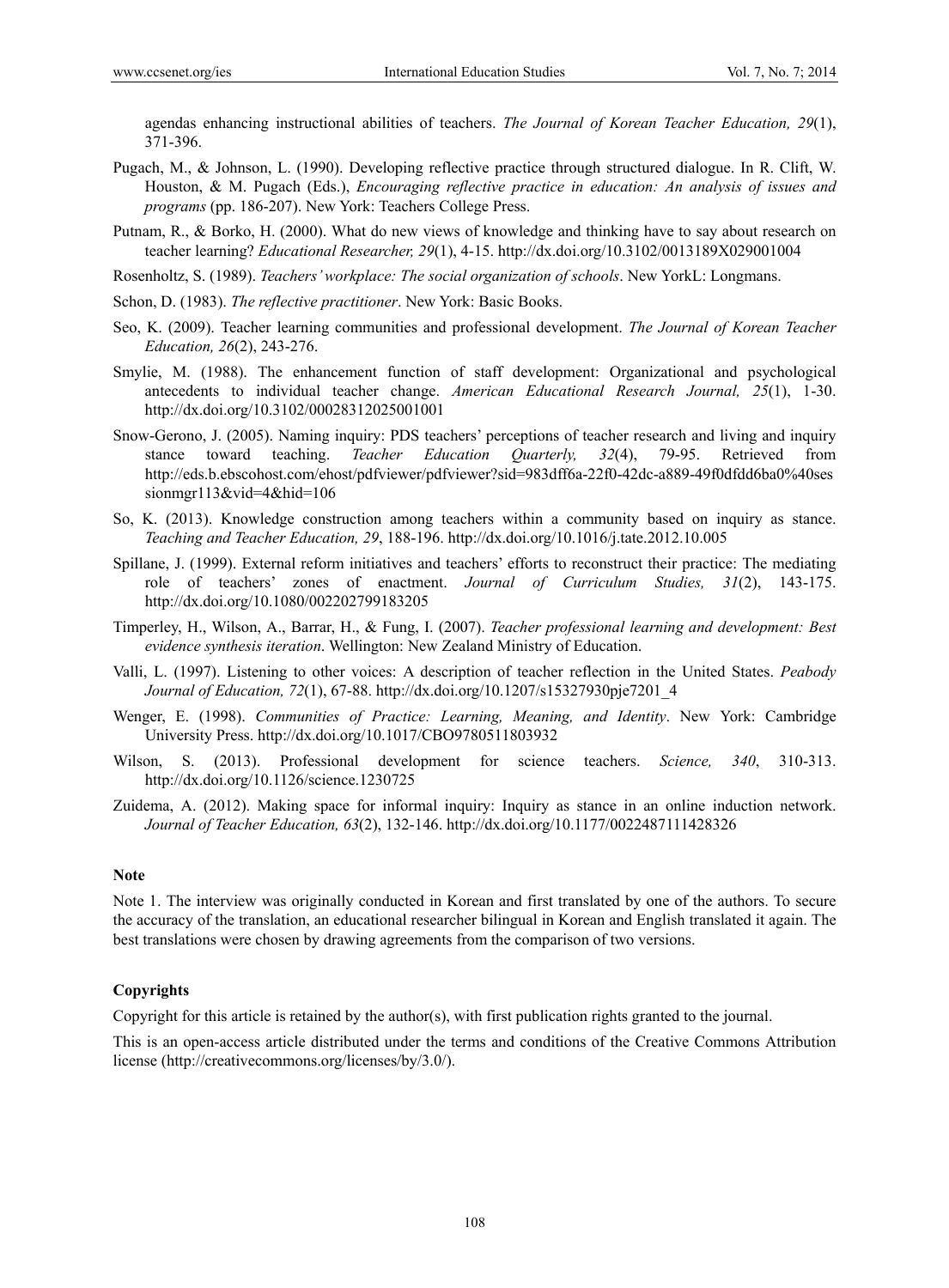agendas enhancing instructional abilities of teachers. *The Journal of Korean Teacher Education, 29*(1), 371-396.

Pugach, M., & Johnson, L. (1990). Developing reflective practice through structured dialogue. In R. Clift, W. Houston, & M. Pugach (Eds.), *Encouraging reflective practice in education: An analysis of issues and programs* (pp. 186-207). New York: Teachers College Press.

Putnam, R., & Borko, H. (2000). What do new views of knowledge and thinking have to say about research on teacher learning? *Educational Researcher, 29*(1), 4-15. http://dx.doi.org/10.3102/0013189X029001004

Rosenholtz, S. (1989). *Teachers' workplace: The social organization of schools*. New YorkL: Longmans.

Schon, D. (1983). *The reflective practitioner*. New York: Basic Books.

Seo, K. (2009). Teacher learning communities and professional development. *The Journal of Korean Teacher Education, 26*(2), 243-276.

Smylie, M. (1988). The enhancement function of staff development: Organizational and psychological antecedents to individual teacher change. *American Educational Research Journal, 25*(1), 1-30. http://dx.doi.org/10.3102/00028312025001001

Snow-Gerono, J. (2005). Naming inquiry: PDS teachers' perceptions of teacher research and living and inquiry stance toward teaching. *Teacher Education Quarterly, 32*(4), 79-95. Retrieved from http://eds.b.ebscohost.com/ehost/pdfviewer/pdfviewer?sid=983dff6a-22f0-42dc-a889-49f0dfdd6ba0%40sessionmgr113&vid=4&hid=106

So, K. (2013). Knowledge construction among teachers within a community based on inquiry as stance. *Teaching and Teacher Education, 29*, 188-196. http://dx.doi.org/10.1016/j.tate.2012.10.005

Spillane, J. (1999). External reform initiatives and teachers' efforts to reconstruct their practice: The mediating role of teachers' zones of enactment. *Journal of Curriculum Studies, 31*(2), 143-175. http://dx.doi.org/10.1080/002202799183205

Timperley, H., Wilson, A., Barrar, H., & Fung, I. (2007). *Teacher professional learning and development: Best evidence synthesis iteration*. Wellington: New Zealand Ministry of Education.

Valli, L. (1997). Listening to other voices: A description of teacher reflection in the United States. *Peabody Journal of Education, 72*(1), 67-88. http://dx.doi.org/10.1207/s15327930pje7201_4

Wenger, E. (1998). *Communities of Practice: Learning, Meaning, and Identity*. New York: Cambridge University Press. http://dx.doi.org/10.1017/CBO9780511803932

Wilson, S. (2013). Professional development for science teachers. *Science, 340*, 310-313. http://dx.doi.org/10.1126/science.1230725

Zuidema, A. (2012). Making space for informal inquiry: Inquiry as stance in an online induction network. *Journal of Teacher Education, 63*(2), 132-146. http://dx.doi.org/10.1177/0022487111428326

### Note

Note 1. The interview was originally conducted in Korean and first translated by one of the authors. To secure the accuracy of the translation, an educational researcher bilingual in Korean and English translated it again. The best translations were chosen by drawing agreements from the comparison of two versions.

### Copyrights

Copyright for this article is retained by the author(s), with first publication rights granted to the journal.

This is an open-access article distributed under the terms and conditions of the Creative Commons Attribution license (http://creativecommons.org/licenses/by/3.0/).